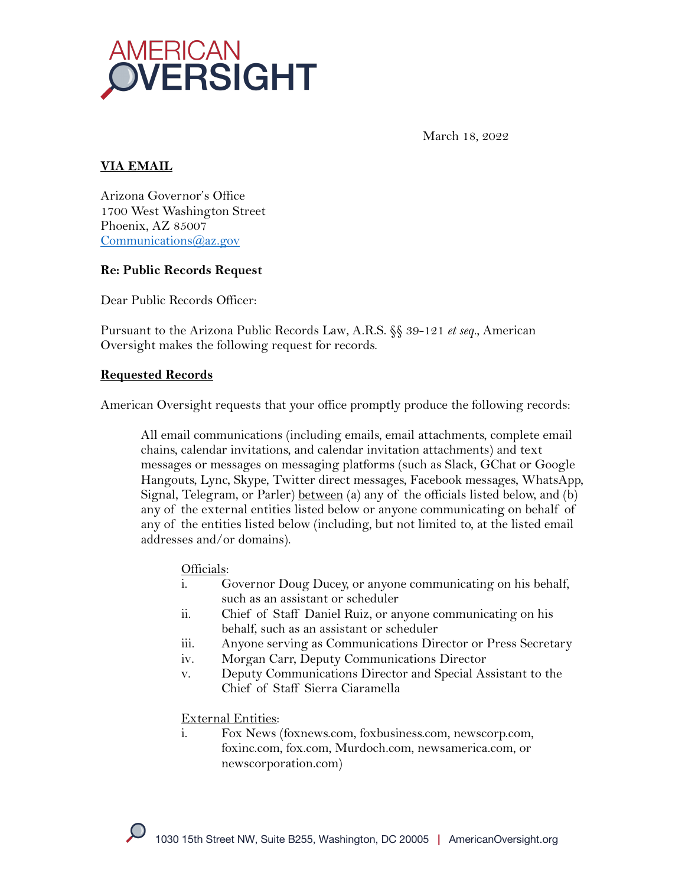AMERICAN OVERSIGHT

March 18, 2022

**VIA EMAIL**

Arizona Governor's Office
1700 West Washington Street
Phoenix, AZ 85007
Communications@az.gov

**Re: Public Records Request**

Dear Public Records Officer:

Pursuant to the Arizona Public Records Law, A.R.S. §§ 39-121 *et seq*., American Oversight makes the following request for records.

**Requested Records**

American Oversight requests that your office promptly produce the following records:

> All email communications (including emails, email attachments, complete email chains, calendar invitations, and calendar invitation attachments) and text messages or messages on messaging platforms (such as Slack, GChat or Google Hangouts, Lync, Skype, Twitter direct messages, Facebook messages, WhatsApp, Signal, Telegram, or Parler) between (a) any of the officials listed below, and (b) any of the external entities listed below or anyone communicating on behalf of any of the entities listed below (including, but not limited to, at the listed email addresses and/or domains).
>
> Officials:
>
> i. Governor Doug Ducey, or anyone communicating on his behalf, such as an assistant or scheduler
> ii. Chief of Staff Daniel Ruiz, or anyone communicating on his behalf, such as an assistant or scheduler
> iii. Anyone serving as Communications Director or Press Secretary
> iv. Morgan Carr, Deputy Communications Director
> v. Deputy Communications Director and Special Assistant to the Chief of Staff Sierra Ciaramella
>
> External Entities:
>
> i. Fox News (foxnews.com, foxbusiness.com, newscorp.com, foxinc.com, fox.com, Murdoch.com, newsamerica.com, or newscorporation.com)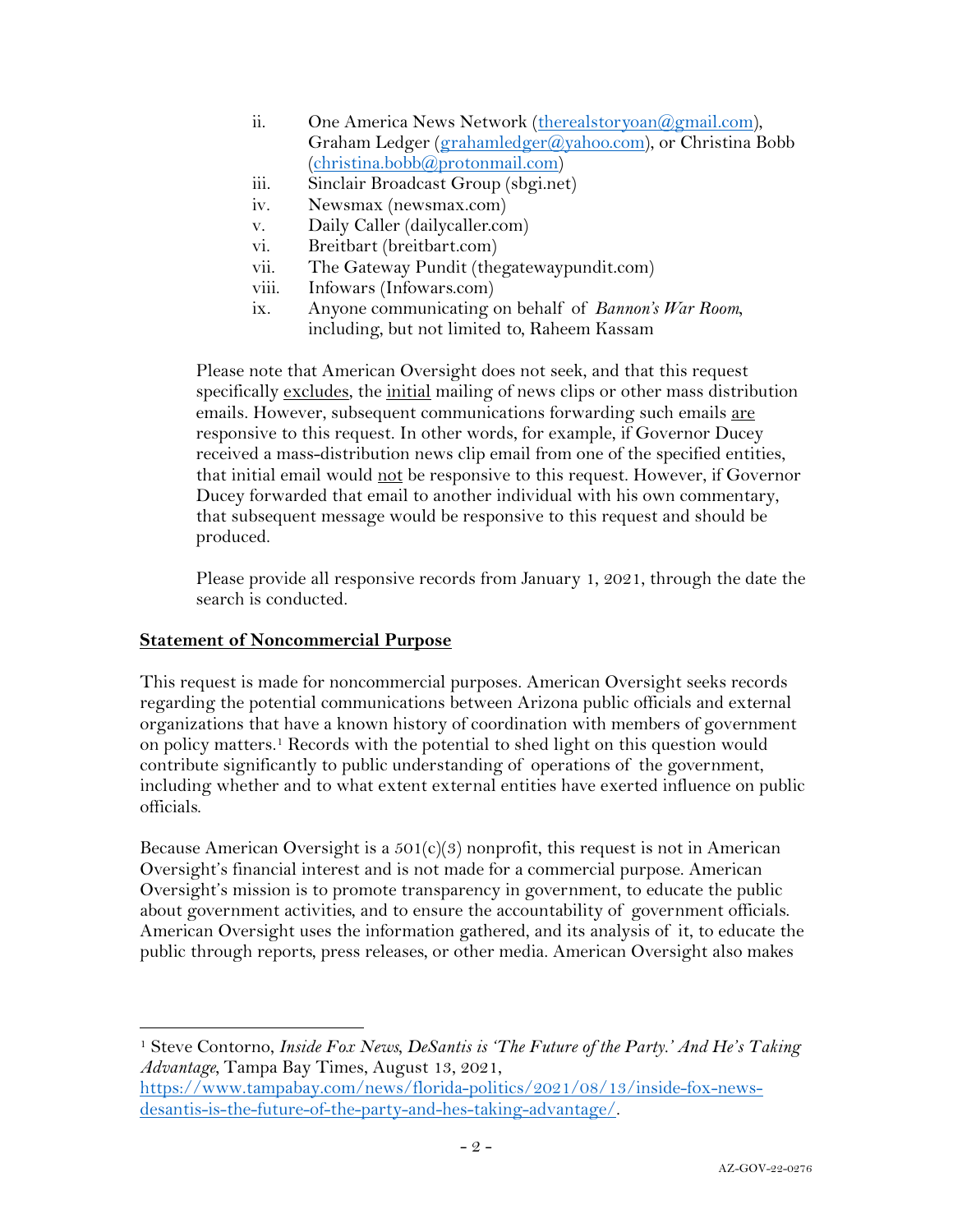ii. One America News Network (therealstoryoan@gmail.com), Graham Ledger (grahamledger@yahoo.com), or Christina Bobb (christina.bobb@protonmail.com)
iii. Sinclair Broadcast Group (sbgi.net)
iv. Newsmax (newsmax.com)
v. Daily Caller (dailycaller.com)
vi. Breitbart (breitbart.com)
vii. The Gateway Pundit (thegatewaypundit.com)
viii. Infowars (Infowars.com)
ix. Anyone communicating on behalf of *Bannon's War Room*, including, but not limited to, Raheem Kassam

Please note that American Oversight does not seek, and that this request specifically excludes, the initial mailing of news clips or other mass distribution emails. However, subsequent communications forwarding such emails are responsive to this request. In other words, for example, if Governor Ducey received a mass-distribution news clip email from one of the specified entities, that initial email would not be responsive to this request. However, if Governor Ducey forwarded that email to another individual with his own commentary, that subsequent message would be responsive to this request and should be produced.

Please provide all responsive records from January 1, 2021, through the date the search is conducted.

**Statement of Noncommercial Purpose**

This request is made for noncommercial purposes. American Oversight seeks records regarding the potential communications between Arizona public officials and external organizations that have a known history of coordination with members of government on policy matters.[1] Records with the potential to shed light on this question would contribute significantly to public understanding of operations of the government, including whether and to what extent external entities have exerted influence on public officials.

Because American Oversight is a 501(c)(3) nonprofit, this request is not in American Oversight's financial interest and is not made for a commercial purpose. American Oversight's mission is to promote transparency in government, to educate the public about government activities, and to ensure the accountability of government officials. American Oversight uses the information gathered, and its analysis of it, to educate the public through reports, press releases, or other media. American Oversight also makes

[1] Steve Contorno, *Inside Fox News, DeSantis is 'The Future of the Party.' And He's Taking Advantage*, Tampa Bay Times, August 13, 2021, https://www.tampabay.com/news/florida-politics/2021/08/13/inside-fox-news-desantis-is-the-future-of-the-party-and-hes-taking-advantage/.

AZ-GOV-22-0276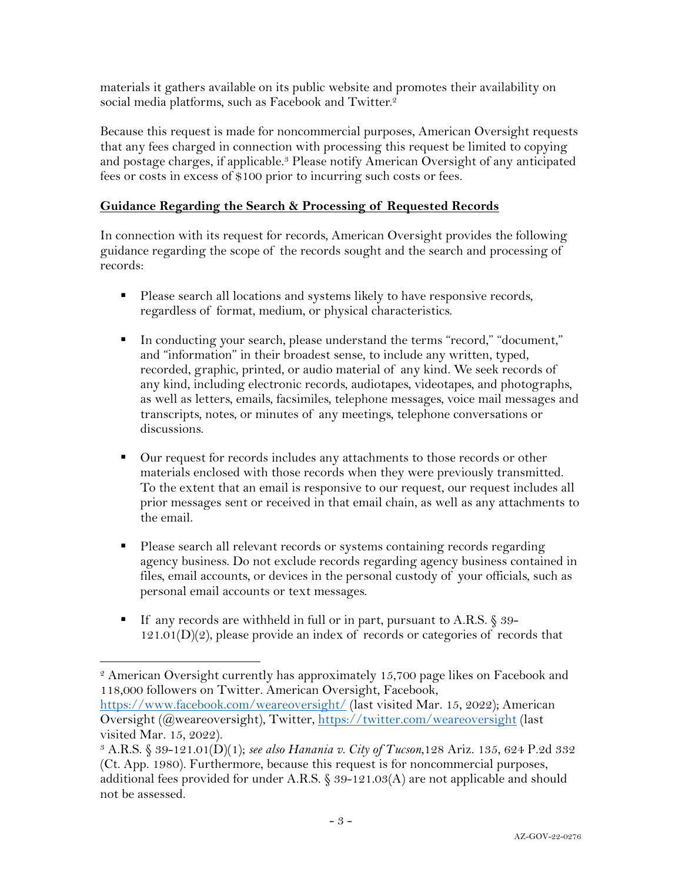materials it gathers available on its public website and promotes their availability on social media platforms, such as Facebook and Twitter.[2]

Because this request is made for noncommercial purposes, American Oversight requests that any fees charged in connection with processing this request be limited to copying and postage charges, if applicable.[3] Please notify American Oversight of any anticipated fees or costs in excess of $100 prior to incurring such costs or fees.

**Guidance Regarding the Search & Processing of Requested Records**

In connection with its request for records, American Oversight provides the following guidance regarding the scope of the records sought and the search and processing of records:

- Please search all locations and systems likely to have responsive records, regardless of format, medium, or physical characteristics.

- In conducting your search, please understand the terms "record," "document," and "information" in their broadest sense, to include any written, typed, recorded, graphic, printed, or audio material of any kind. We seek records of any kind, including electronic records, audiotapes, videotapes, and photographs, as well as letters, emails, facsimiles, telephone messages, voice mail messages and transcripts, notes, or minutes of any meetings, telephone conversations or discussions.

- Our request for records includes any attachments to those records or other materials enclosed with those records when they were previously transmitted. To the extent that an email is responsive to our request, our request includes all prior messages sent or received in that email chain, as well as any attachments to the email.

- Please search all relevant records or systems containing records regarding agency business. Do not exclude records regarding agency business contained in files, email accounts, or devices in the personal custody of your officials, such as personal email accounts or text messages.

- If any records are withheld in full or in part, pursuant to A.R.S. § 39-121.01(D)(2), please provide an index of records or categories of records that

---

[2] American Oversight currently has approximately 15,700 page likes on Facebook and 118,000 followers on Twitter. American Oversight, Facebook, https://www.facebook.com/weareoversight/ (last visited Mar. 15, 2022); American Oversight (@weareoversight), Twitter, https://twitter.com/weareoversight (last visited Mar. 15, 2022).

[3] A.R.S. § 39-121.01(D)(1); *see also Hanania v. City of Tucson*,128 Ariz. 135, 624 P.2d 332 (Ct. App. 1980). Furthermore, because this request is for noncommercial purposes, additional fees provided for under A.R.S. § 39-121.03(A) are not applicable and should not be assessed.

AZ-GOV-22-0276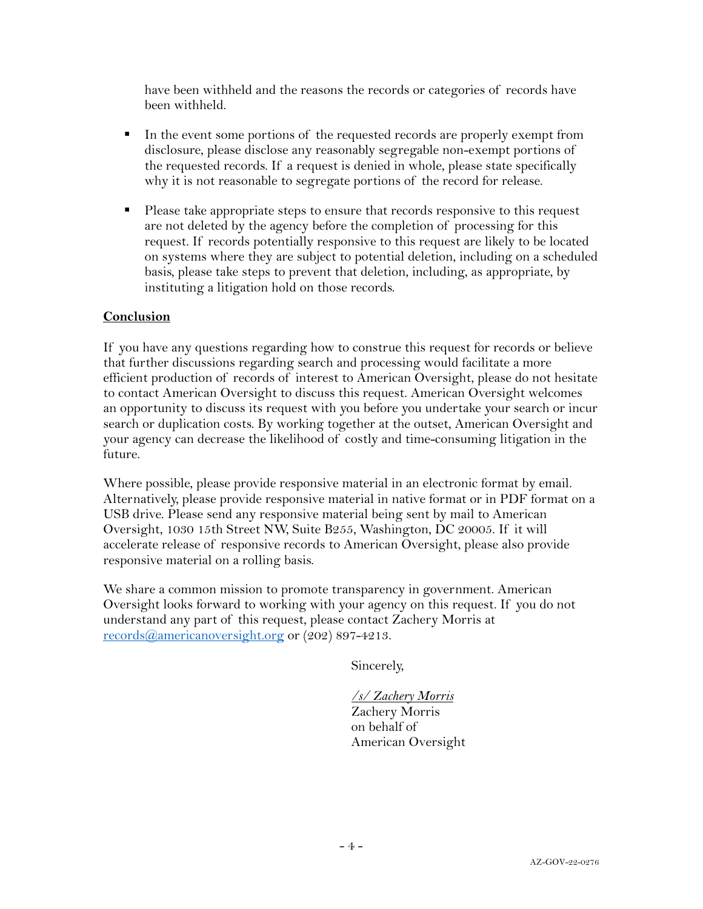have been withheld and the reasons the records or categories of records have been withheld.

- In the event some portions of the requested records are properly exempt from disclosure, please disclose any reasonably segregable non-exempt portions of the requested records. If a request is denied in whole, please state specifically why it is not reasonable to segregate portions of the record for release.
- Please take appropriate steps to ensure that records responsive to this request are not deleted by the agency before the completion of processing for this request. If records potentially responsive to this request are likely to be located on systems where they are subject to potential deletion, including on a scheduled basis, please take steps to prevent that deletion, including, as appropriate, by instituting a litigation hold on those records.

**Conclusion**

If you have any questions regarding how to construe this request for records or believe that further discussions regarding search and processing would facilitate a more efficient production of records of interest to American Oversight, please do not hesitate to contact American Oversight to discuss this request. American Oversight welcomes an opportunity to discuss its request with you before you undertake your search or incur search or duplication costs. By working together at the outset, American Oversight and your agency can decrease the likelihood of costly and time-consuming litigation in the future.

Where possible, please provide responsive material in an electronic format by email. Alternatively, please provide responsive material in native format or in PDF format on a USB drive. Please send any responsive material being sent by mail to American Oversight, 1030 15th Street NW, Suite B255, Washington, DC 20005. If it will accelerate release of responsive records to American Oversight, please also provide responsive material on a rolling basis.

We share a common mission to promote transparency in government. American Oversight looks forward to working with your agency on this request. If you do not understand any part of this request, please contact Zachery Morris at records@americanoversight.org or (202) 897-4213.

Sincerely,

*/s/ Zachery Morris*
Zachery Morris
on behalf of
American Oversight

AZ-GOV-22-0276